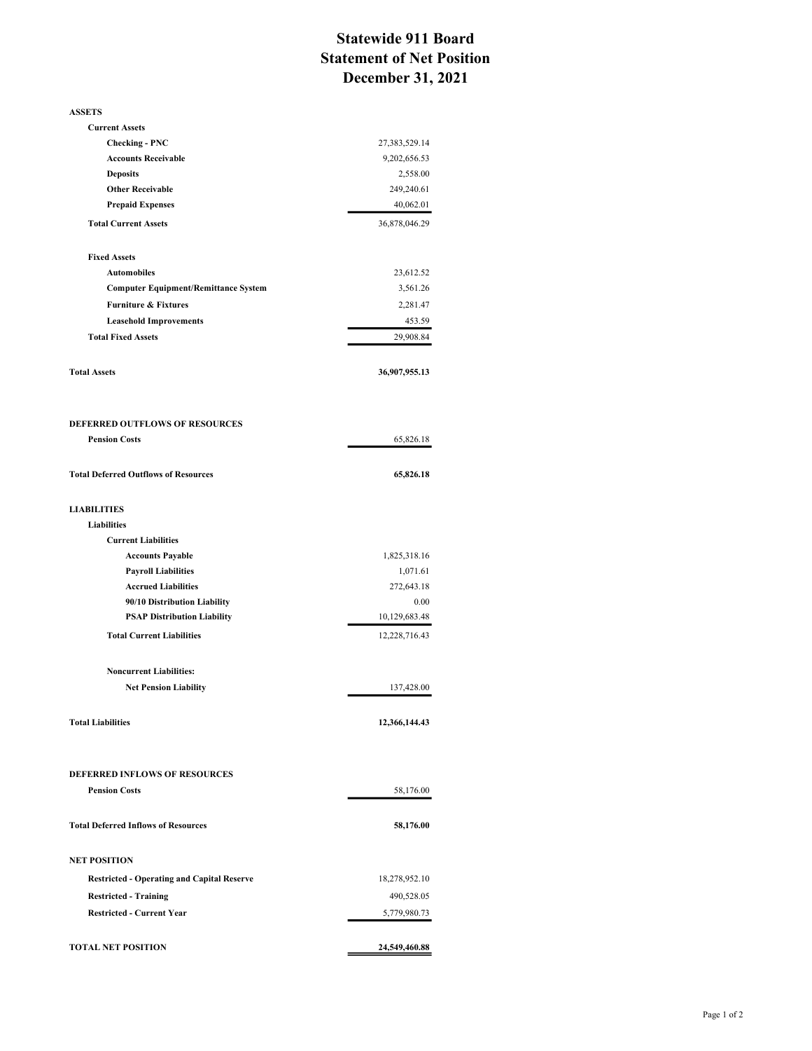# Statewide 911 Board
# Statement of Net Position
# December 31, 2021

| | |
|---|---|
| **ASSETS** | |
| **Current Assets** | |
| **Checking - PNC** | 27,383,529.14 |
| **Accounts Receivable** | 9,202,656.53 |
| **Deposits** | 2,558.00 |
| **Other Receivable** | 249,240.61 |
| **Prepaid Expenses** | 40,062.01 |
| **Total Current Assets** | 36,878,046.29 |
| | |
| **Fixed Assets** | |
| **Automobiles** | 23,612.52 |
| **Computer Equipment/Remittance System** | 3,561.26 |
| **Furniture & Fixtures** | 2,281.47 |
| **Leasehold Improvements** | 453.59 |
| **Total Fixed Assets** | 29,908.84 |
| | |
| **Total Assets** | **36,907,955.13** |
| | |
| **DEFERRED OUTFLOWS OF RESOURCES** | |
| **Pension Costs** | 65,826.18 |
| | |
| **Total Deferred Outflows of Resources** | **65,826.18** |
| | |
| **LIABILITIES** | |
| **Liabilities** | |
| **Current Liabilities** | |
| **Accounts Payable** | 1,825,318.16 |
| **Payroll Liabilities** | 1,071.61 |
| **Accrued Liabilities** | 272,643.18 |
| **90/10 Distribution Liability** | 0.00 |
| **PSAP Distribution Liability** | 10,129,683.48 |
| **Total Current Liabilities** | 12,228,716.43 |
| | |
| **Noncurrent Liabilities:** | |
| **Net Pension Liability** | 137,428.00 |
| | |
| **Total Liabilities** | **12,366,144.43** |
| | |
| **DEFERRED INFLOWS OF RESOURCES** | |
| **Pension Costs** | 58,176.00 |
| | |
| **Total Deferred Inflows of Resources** | **58,176.00** |
| | |
| **NET POSITION** | |
| **Restricted - Operating and Capital Reserve** | 18,278,952.10 |
| **Restricted - Training** | 490,528.05 |
| **Restricted - Current Year** | 5,779,980.73 |
| | |
| **TOTAL NET POSITION** | **24,549,460.88** |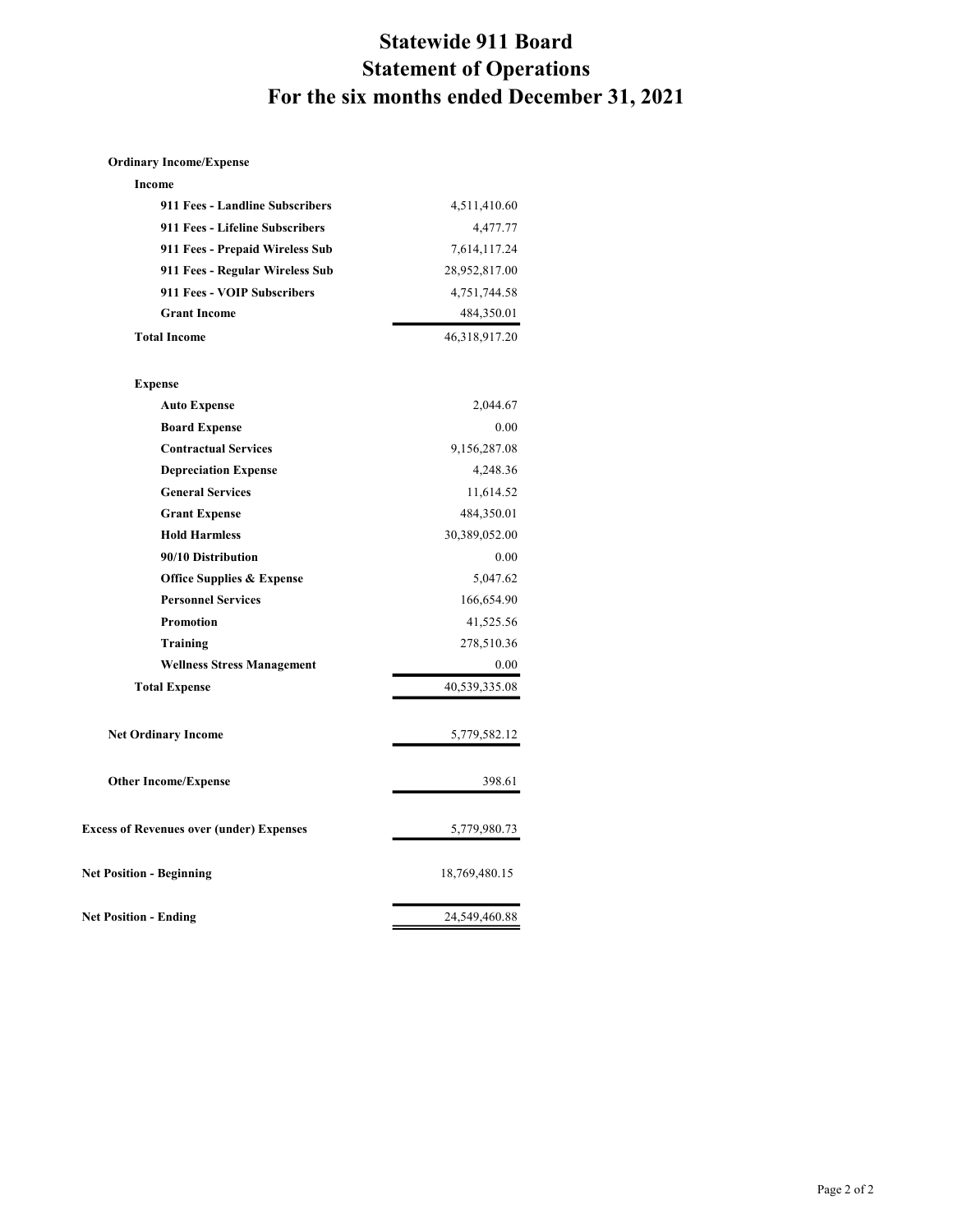# Statewide 911 Board
# Statement of Operations
# For the six months ended December 31, 2021

| | |
|---|---|
| **Ordinary Income/Expense** | |
| **Income** | |
| **911 Fees - Landline Subscribers** | 4,511,410.60 |
| **911 Fees - Lifeline Subscribers** | 4,477.77 |
| **911 Fees - Prepaid Wireless Sub** | 7,614,117.24 |
| **911 Fees - Regular Wireless Sub** | 28,952,817.00 |
| **911 Fees - VOIP Subscribers** | 4,751,744.58 |
| **Grant Income** | 484,350.01 |
| **Total Income** | 46,318,917.20 |
| **Expense** | |
| **Auto Expense** | 2,044.67 |
| **Board Expense** | 0.00 |
| **Contractual Services** | 9,156,287.08 |
| **Depreciation Expense** | 4,248.36 |
| **General Services** | 11,614.52 |
| **Grant Expense** | 484,350.01 |
| **Hold Harmless** | 30,389,052.00 |
| **90/10 Distribution** | 0.00 |
| **Office Supplies & Expense** | 5,047.62 |
| **Personnel Services** | 166,654.90 |
| **Promotion** | 41,525.56 |
| **Training** | 278,510.36 |
| **Wellness Stress Management** | 0.00 |
| **Total Expense** | 40,539,335.08 |
| **Net Ordinary Income** | 5,779,582.12 |
| **Other Income/Expense** | 398.61 |
| **Excess of Revenues over (under) Expenses** | 5,779,980.73 |
| **Net Position - Beginning** | 18,769,480.15 |
| **Net Position - Ending** | 24,549,460.88 |